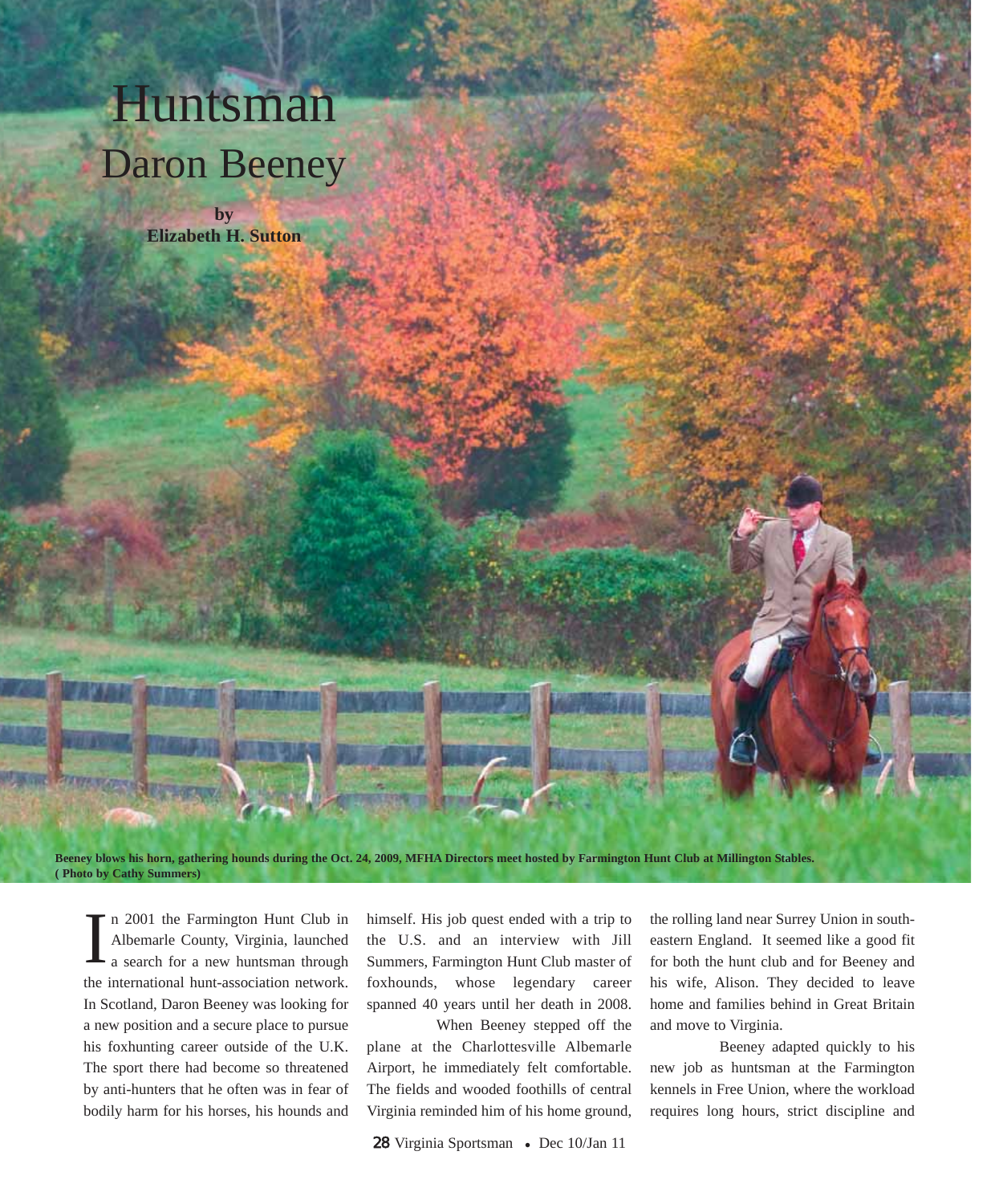# Huntsman Daron Beeney

**by Elizabeth H. Sutton**

**Beeney blows his horn, gathering hounds during the Oct. 24, 2009, MFHA Directors meet hosted by Farmington Hunt Club at Millington Stables. ( Photo by Cathy Summers)**

In 2001 the Farmington Hunt Club in Albemarle County, Virginia, launched a search for a new huntsman through the international hunt-association network. In Scotland, Daron Beeney was looking for a new position and a secure place to pursue his foxhunting career outside of the U.K. The sport there had become so threatened by anti-hunters that he often was in fear of bodily harm for his horses, his hounds and himself. His job quest ended with a trip to the U.S. and an interview with Jill Summers, Farmington Hunt Club master of foxhounds, whose legendary career spanned 40 years until her death in 2008.

When Beeney stepped off the plane at the Charlottesville Albemarle Airport, he immediately felt comfortable. The fields and wooded foothills of central Virginia reminded him of his home ground, the rolling land near Surrey Union in south-eastern England. It seemed like a good fit for both the hunt club and for Beeney and his wife, Alison. They decided to leave home and families behind in Great Britain and move to Virginia.

Beeney adapted quickly to his new job as huntsman at the Farmington kennels in Free Union, where the workload requires long hours, strict discipline and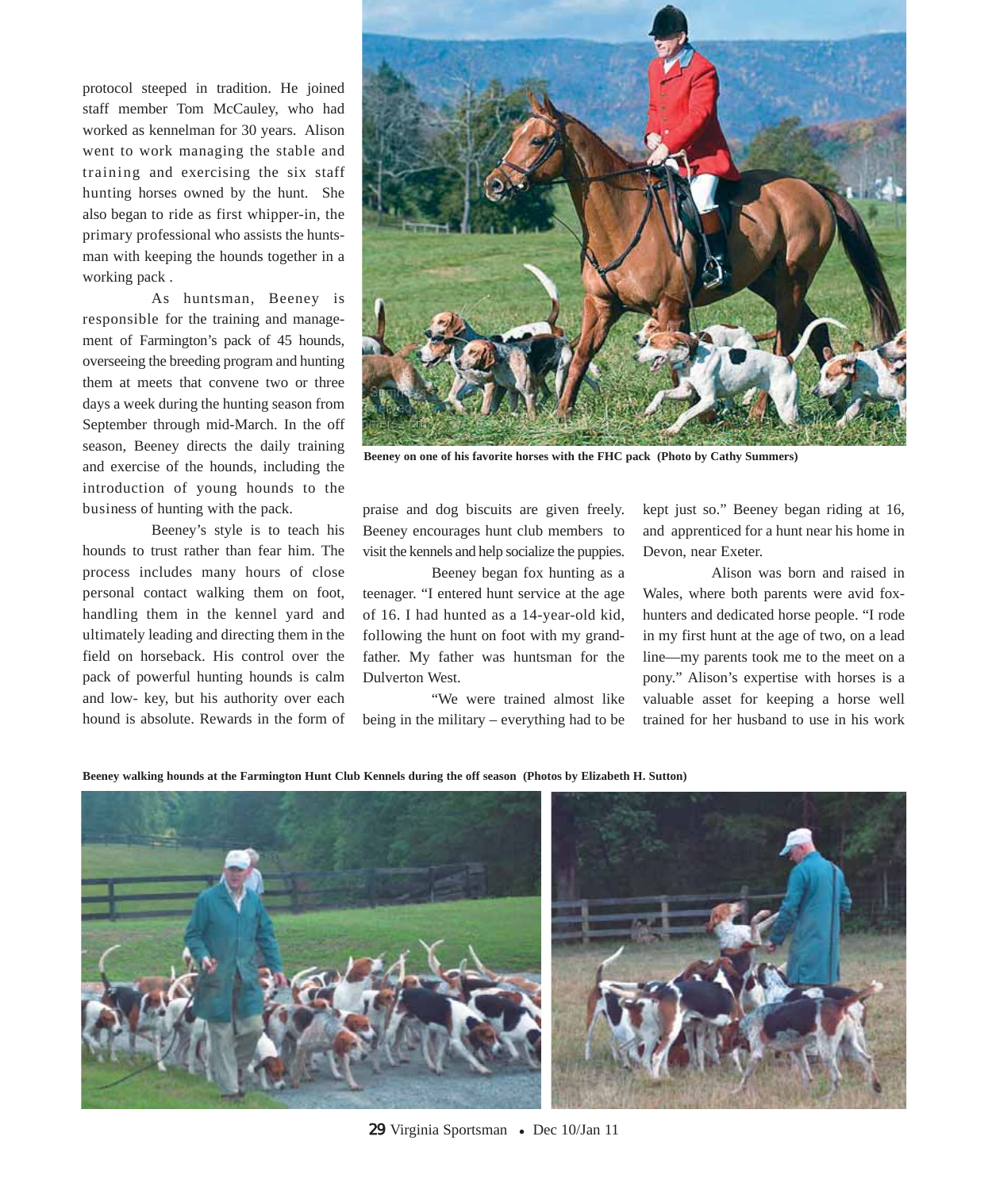protocol steeped in tradition. He joined staff member Tom McCauley, who had worked as kennelman for 30 years. Alison went to work managing the stable and training and exercising the six staff hunting horses owned by the hunt. She also began to ride as first whipper-in, the primary professional who assists the huntsman with keeping the hounds together in a working pack .

As huntsman, Beeney is responsible for the training and management of Farmington's pack of 45 hounds, overseeing the breeding program and hunting them at meets that convene two or three days a week during the hunting season from September through mid-March. In the off season, Beeney directs the daily training and exercise of the hounds, including the introduction of young hounds to the business of hunting with the pack.

Beeney's style is to teach his hounds to trust rather than fear him. The process includes many hours of close personal contact walking them on foot, handling them in the kennel yard and ultimately leading and directing them in the field on horseback. His control over the pack of powerful hunting hounds is calm and low- key, but his authority over each hound is absolute. Rewards in the form of praise and dog biscuits are given freely. Beeney encourages hunt club members to visit the kennels and help socialize the puppies.

**Beeney on one of his favorite horses with the FHC pack (Photo by Cathy Summers)**

Beeney began fox hunting as a teenager. "I entered hunt service at the age of 16. I had hunted as a 14-year-old kid, following the hunt on foot with my grandfather. My father was huntsman for the Dulverton West.

"We were trained almost like being in the military – everything had to be kept just so." Beeney began riding at 16, and apprenticed for a hunt near his home in Devon, near Exeter.

Alison was born and raised in Wales, where both parents were avid foxhunters and dedicated horse people. "I rode in my first hunt at the age of two, on a lead line—my parents took me to the meet on a pony." Alison's expertise with horses is a valuable asset for keeping a horse well trained for her husband to use in his work

**Beeney walking hounds at the Farmington Hunt Club Kennels during the off season (Photos by Elizabeth H. Sutton)**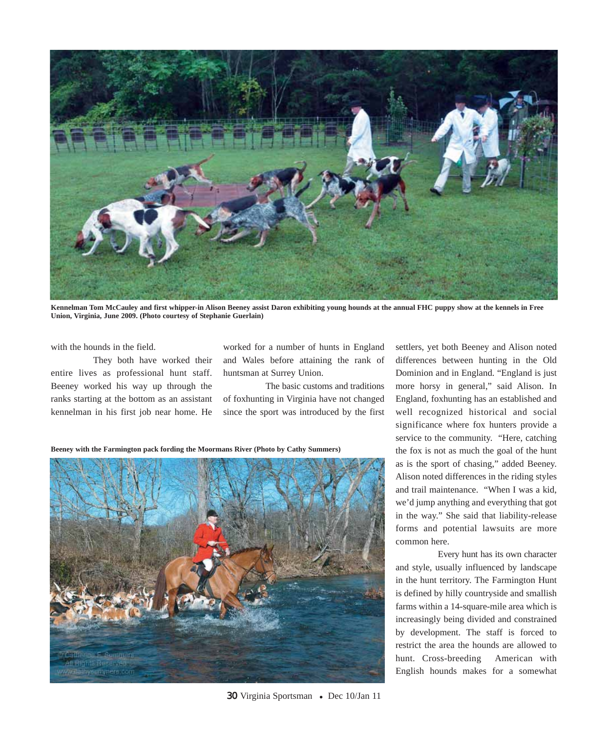Kennelman Tom McCauley and first whipper-in Alison Beeney assist Daron exhibiting young hounds at the annual FHC puppy show at the kennels in Free Union, Virginia, June 2009. (Photo courtesy of Stephanie Guerlain)

with the hounds in the field.

They both have worked their entire lives as professional hunt staff. Beeney worked his way up through the ranks starting at the bottom as an assistant kennelman in his first job near home. He worked for a number of hunts in England and Wales before attaining the rank of huntsman at Surrey Union.

The basic customs and traditions of foxhunting in Virginia have not changed since the sport was introduced by the first settlers, yet both Beeney and Alison noted differences between hunting in the Old Dominion and in England. "England is just more horsy in general," said Alison. In England, foxhunting has an established and well recognized historical and social significance where fox hunters provide a service to the community. "Here, catching the fox is not as much the goal of the hunt as is the sport of chasing," added Beeney. Alison noted differences in the riding styles and trail maintenance. "When I was a kid, we'd jump anything and everything that got in the way." She said that liability-release forms and potential lawsuits are more common here.

Beeney with the Farmington pack fording the Moormans River (Photo by Cathy Summers)

Every hunt has its own character and style, usually influenced by landscape in the hunt territory. The Farmington Hunt is defined by hilly countryside and smallish farms within a 14-square-mile area which is increasingly being divided and constrained by development. The staff is forced to restrict the area the hounds are allowed to hunt. Cross-breeding American with English hounds makes for a somewhat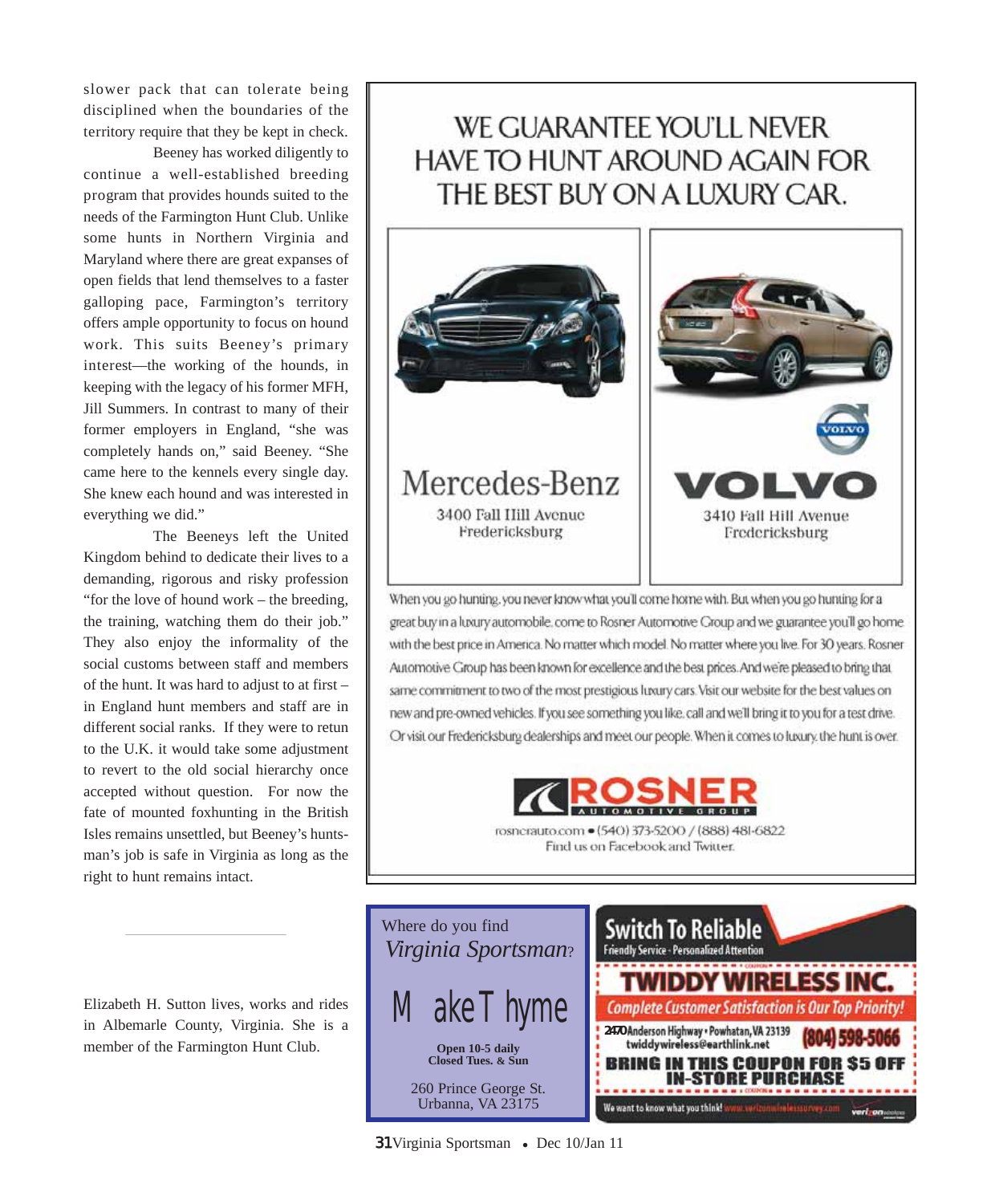slower pack that can tolerate being disciplined when the boundaries of the territory require that they be kept in check.

Beeney has worked diligently to continue a well-established breeding program that provides hounds suited to the needs of the Farmington Hunt Club. Unlike some hunts in Northern Virginia and Maryland where there are great expanses of open fields that lend themselves to a faster galloping pace, Farmington's territory offers ample opportunity to focus on hound work. This suits Beeney's primary interest—the working of the hounds, in keeping with the legacy of his former MFH, Jill Summers. In contrast to many of their former employers in England, "she was completely hands on," said Beeney. "She came here to the kennels every single day. She knew each hound and was interested in everything we did."

The Beeneys left the United Kingdom behind to dedicate their lives to a demanding, rigorous and risky profession "for the love of hound work – the breeding, the training, watching them do their job." They also enjoy the informality of the social customs between staff and members of the hunt. It was hard to adjust to at first – in England hunt members and staff are in different social ranks. If they were to retun to the U.K. it would take some adjustment to revert to the old social hierarchy once accepted without question. For now the fate of mounted foxhunting in the British Isles remains unsettled, but Beeney's huntsman's job is safe in Virginia as long as the right to hunt remains intact.

---

Elizabeth H. Sutton lives, works and rides in Albemarle County, Virginia. She is a member of the Farmington Hunt Club.

# WE GUARANTEE YOU'LL NEVER HAVE TO HUNT AROUND AGAIN FOR THE BEST BUY ON A LUXURY CAR.

Mercedes-Benz
3400 Fall Hill Avenue
Fredericksburg

VOLVO
3410 Fall Hill Avenue
Fredericksburg

When you go hunting, you never know what you'll come home with. But when you go hunting for a great buy in a luxury automobile, come to Rosner Automotive Group and we guarantee you'll go home with the best price in America. No matter which model. No matter where you live. For 30 years, Rosner Automotive Group has been known for excellence and the best prices. And we're pleased to bring that same commitment to two of the most prestigious luxury cars. Visit our website for the best values on new and pre-owned vehicles. If you see something you like, call and we'll bring it to you for a test drive. Or visit our Fredericksburg dealerships and meet our people. When it comes to luxury, the hunt is over.

ROSNER AUTOMOTIVE GROUP
rosnerauto.com • (540) 373-5200 / (888) 481-6822
Find us on Facebook and Twitter.

Where do you find *Virginia Sportsman*?

M ake T hyme

**Open 10-5 daily**
**Closed Tues. & Sun**

260 Prince George St.
Urbanna, VA 23175

**Switch To Reliable**
Friendly Service - Personalized Attention

**TWIDDY WIRELESS INC.**
*Complete Customer Satisfaction is Our Top Priority!*
2470 Anderson Highway • Powhatan, VA 23139
twiddywireless@earthlink.net
(804) 598-5066
**BRING IN THIS COUPON FOR $5 OFF IN-STORE PURCHASE**
We want to know what you think! www.verizonwirelesssurvey.com